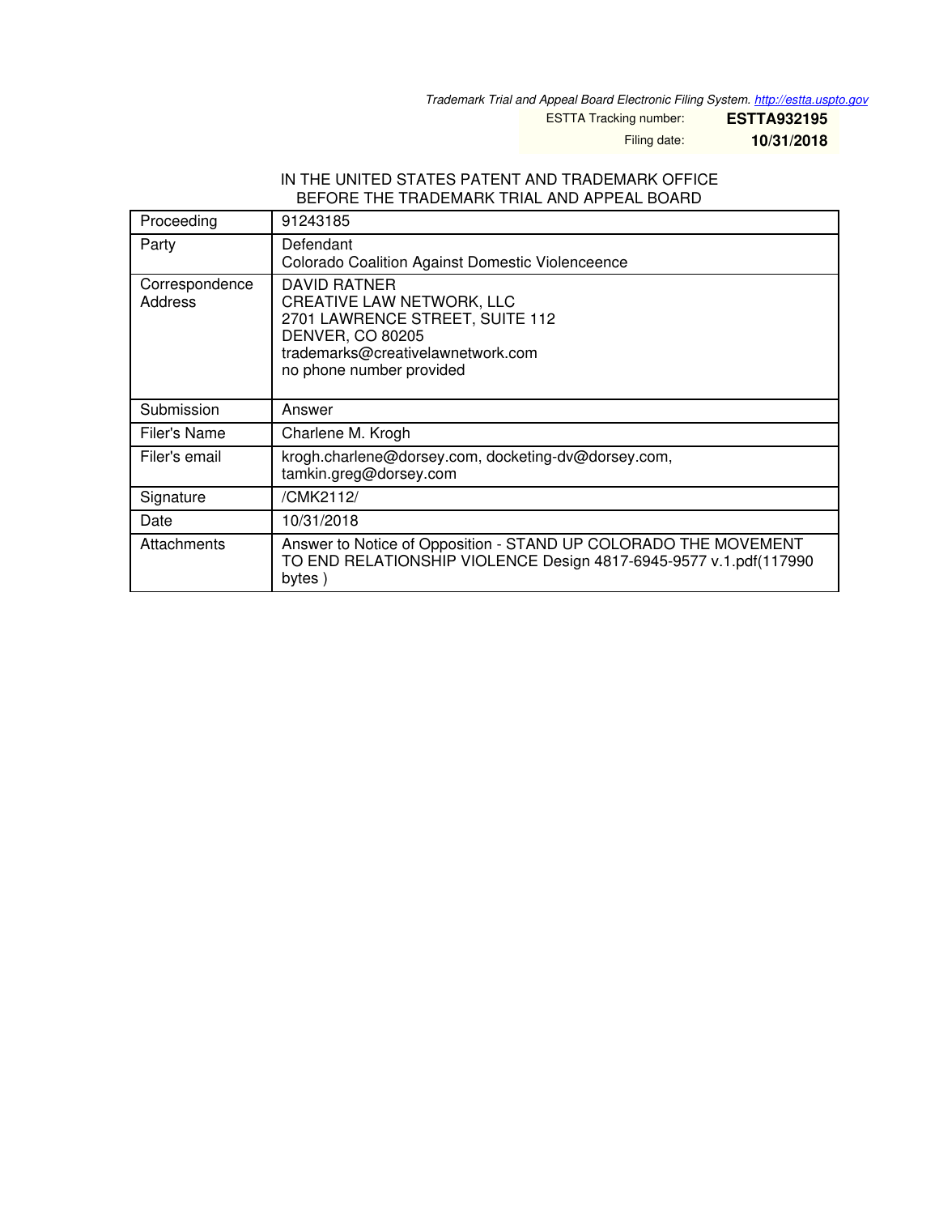*Trademark Trial and Appeal Board Electronic Filing System. http://estta.uspto.gov*

ESTTA Tracking number: **ESTTA932195**

Filing date: **10/31/2018**

IN THE UNITED STATES PATENT AND TRADEMARK OFFICE
BEFORE THE TRADEMARK TRIAL AND APPEAL BOARD

| | |
|---|---|
| Proceeding | 91243185 |
| Party | Defendant<br>Colorado Coalition Against Domestic Violenceence |
| Correspondence Address | DAVID RATNER<br>CREATIVE LAW NETWORK, LLC<br>2701 LAWRENCE STREET, SUITE 112<br>DENVER, CO 80205<br>trademarks@creativelawnetwork.com<br>no phone number provided |
| Submission | Answer |
| Filer's Name | Charlene M. Krogh |
| Filer's email | krogh.charlene@dorsey.com, docketing-dv@dorsey.com, tamkin.greg@dorsey.com |
| Signature | /CMK2112/ |
| Date | 10/31/2018 |
| Attachments | Answer to Notice of Opposition - STAND UP COLORADO THE MOVEMENT TO END RELATIONSHIP VIOLENCE Design 4817-6945-9577 v.1.pdf(117990 bytes ) |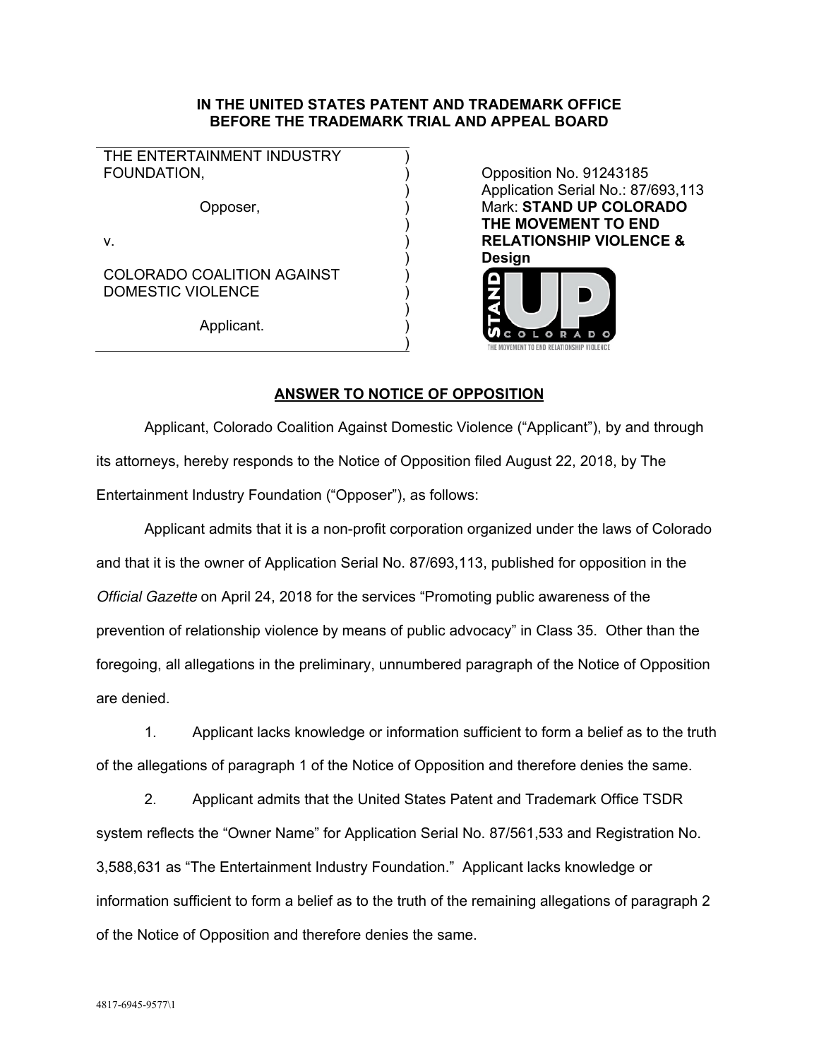**IN THE UNITED STATES PATENT AND TRADEMARK OFFICE**
**BEFORE THE TRADEMARK TRIAL AND APPEAL BOARD**

THE ENTERTAINMENT INDUSTRY FOUNDATION,

Opposer,

v.

COLORADO COALITION AGAINST DOMESTIC VIOLENCE

Applicant.

Opposition No. 91243185
Application Serial No.: 87/693,113
Mark: **STAND UP COLORADO THE MOVEMENT TO END RELATIONSHIP VIOLENCE & Design**

STAND UP COLORADO
THE MOVEMENT TO END RELATIONSHIP VIOLENCE

## ANSWER TO NOTICE OF OPPOSITION

Applicant, Colorado Coalition Against Domestic Violence ("Applicant"), by and through its attorneys, hereby responds to the Notice of Opposition filed August 22, 2018, by The Entertainment Industry Foundation ("Opposer"), as follows:

Applicant admits that it is a non-profit corporation organized under the laws of Colorado and that it is the owner of Application Serial No. 87/693,113, published for opposition in the *Official Gazette* on April 24, 2018 for the services "Promoting public awareness of the prevention of relationship violence by means of public advocacy" in Class 35. Other than the foregoing, all allegations in the preliminary, unnumbered paragraph of the Notice of Opposition are denied.

1. Applicant lacks knowledge or information sufficient to form a belief as to the truth of the allegations of paragraph 1 of the Notice of Opposition and therefore denies the same.

2. Applicant admits that the United States Patent and Trademark Office TSDR system reflects the "Owner Name" for Application Serial No. 87/561,533 and Registration No. 3,588,631 as "The Entertainment Industry Foundation." Applicant lacks knowledge or information sufficient to form a belief as to the truth of the remaining allegations of paragraph 2 of the Notice of Opposition and therefore denies the same.

4817-6945-9577\1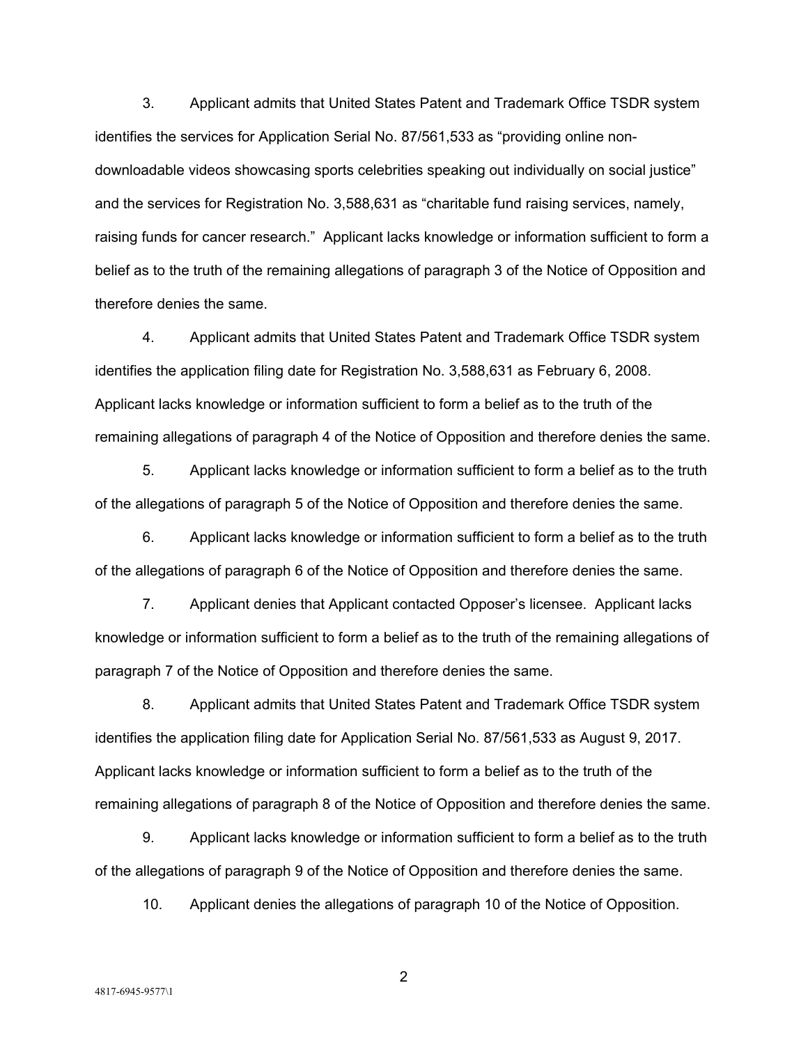3. Applicant admits that United States Patent and Trademark Office TSDR system identifies the services for Application Serial No. 87/561,533 as "providing online non-downloadable videos showcasing sports celebrities speaking out individually on social justice" and the services for Registration No. 3,588,631 as "charitable fund raising services, namely, raising funds for cancer research." Applicant lacks knowledge or information sufficient to form a belief as to the truth of the remaining allegations of paragraph 3 of the Notice of Opposition and therefore denies the same.

4. Applicant admits that United States Patent and Trademark Office TSDR system identifies the application filing date for Registration No. 3,588,631 as February 6, 2008. Applicant lacks knowledge or information sufficient to form a belief as to the truth of the remaining allegations of paragraph 4 of the Notice of Opposition and therefore denies the same.

5. Applicant lacks knowledge or information sufficient to form a belief as to the truth of the allegations of paragraph 5 of the Notice of Opposition and therefore denies the same.

6. Applicant lacks knowledge or information sufficient to form a belief as to the truth of the allegations of paragraph 6 of the Notice of Opposition and therefore denies the same.

7. Applicant denies that Applicant contacted Opposer's licensee. Applicant lacks knowledge or information sufficient to form a belief as to the truth of the remaining allegations of paragraph 7 of the Notice of Opposition and therefore denies the same.

8. Applicant admits that United States Patent and Trademark Office TSDR system identifies the application filing date for Application Serial No. 87/561,533 as August 9, 2017. Applicant lacks knowledge or information sufficient to form a belief as to the truth of the remaining allegations of paragraph 8 of the Notice of Opposition and therefore denies the same.

9. Applicant lacks knowledge or information sufficient to form a belief as to the truth of the allegations of paragraph 9 of the Notice of Opposition and therefore denies the same.

10. Applicant denies the allegations of paragraph 10 of the Notice of Opposition.

4817-6945-9577\1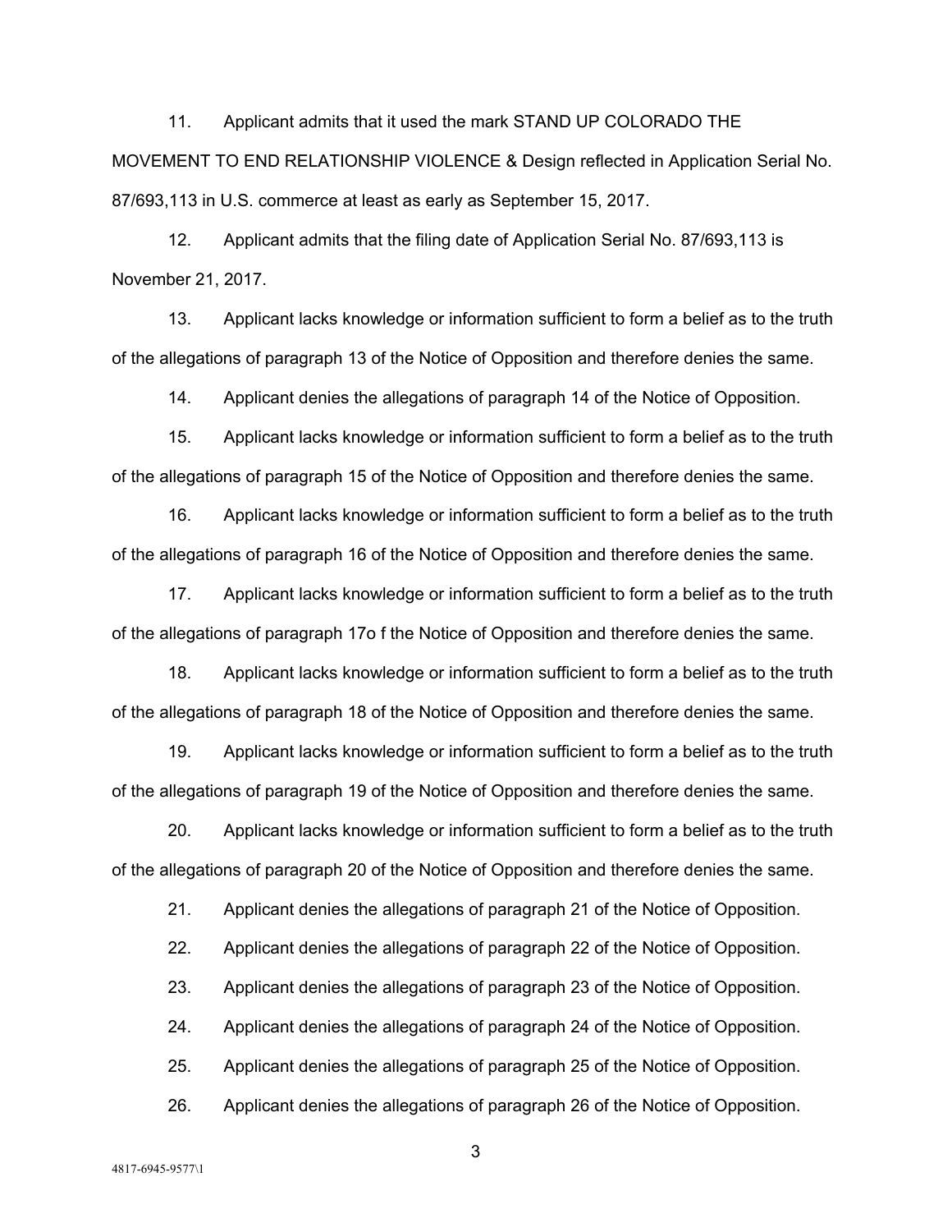11. Applicant admits that it used the mark STAND UP COLORADO THE MOVEMENT TO END RELATIONSHIP VIOLENCE & Design reflected in Application Serial No. 87/693,113 in U.S. commerce at least as early as September 15, 2017.

12. Applicant admits that the filing date of Application Serial No. 87/693,113 is November 21, 2017.

13. Applicant lacks knowledge or information sufficient to form a belief as to the truth of the allegations of paragraph 13 of the Notice of Opposition and therefore denies the same.

14. Applicant denies the allegations of paragraph 14 of the Notice of Opposition.

15. Applicant lacks knowledge or information sufficient to form a belief as to the truth of the allegations of paragraph 15 of the Notice of Opposition and therefore denies the same.

16. Applicant lacks knowledge or information sufficient to form a belief as to the truth of the allegations of paragraph 16 of the Notice of Opposition and therefore denies the same.

17. Applicant lacks knowledge or information sufficient to form a belief as to the truth of the allegations of paragraph 17o f the Notice of Opposition and therefore denies the same.

18. Applicant lacks knowledge or information sufficient to form a belief as to the truth of the allegations of paragraph 18 of the Notice of Opposition and therefore denies the same.

19. Applicant lacks knowledge or information sufficient to form a belief as to the truth of the allegations of paragraph 19 of the Notice of Opposition and therefore denies the same.

20. Applicant lacks knowledge or information sufficient to form a belief as to the truth of the allegations of paragraph 20 of the Notice of Opposition and therefore denies the same.

21. Applicant denies the allegations of paragraph 21 of the Notice of Opposition.

22. Applicant denies the allegations of paragraph 22 of the Notice of Opposition.

23. Applicant denies the allegations of paragraph 23 of the Notice of Opposition.

24. Applicant denies the allegations of paragraph 24 of the Notice of Opposition.

25. Applicant denies the allegations of paragraph 25 of the Notice of Opposition.

26. Applicant denies the allegations of paragraph 26 of the Notice of Opposition.

4817-6945-9577\1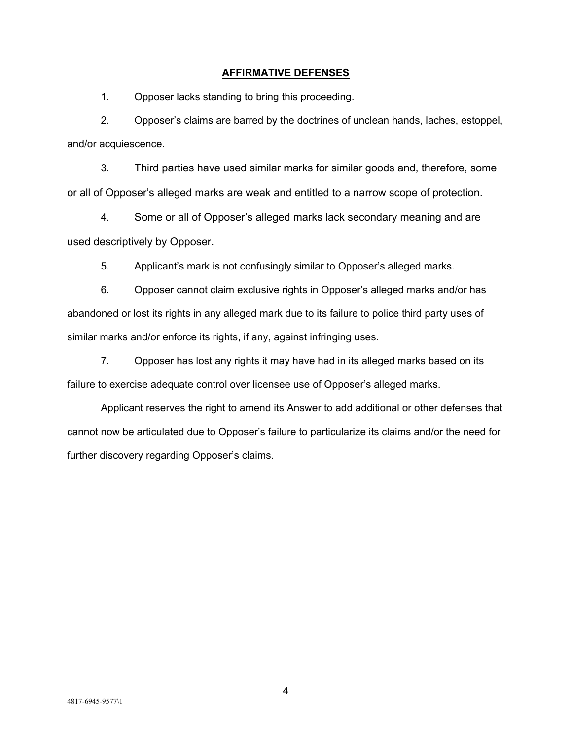## AFFIRMATIVE DEFENSES

1. Opposer lacks standing to bring this proceeding.

2. Opposer's claims are barred by the doctrines of unclean hands, laches, estoppel, and/or acquiescence.

3. Third parties have used similar marks for similar goods and, therefore, some or all of Opposer's alleged marks are weak and entitled to a narrow scope of protection.

4. Some or all of Opposer's alleged marks lack secondary meaning and are used descriptively by Opposer.

5. Applicant's mark is not confusingly similar to Opposer's alleged marks.

6. Opposer cannot claim exclusive rights in Opposer's alleged marks and/or has abandoned or lost its rights in any alleged mark due to its failure to police third party uses of similar marks and/or enforce its rights, if any, against infringing uses.

7. Opposer has lost any rights it may have had in its alleged marks based on its failure to exercise adequate control over licensee use of Opposer's alleged marks.

Applicant reserves the right to amend its Answer to add additional or other defenses that cannot now be articulated due to Opposer's failure to particularize its claims and/or the need for further discovery regarding Opposer's claims.

4817-6945-9577\1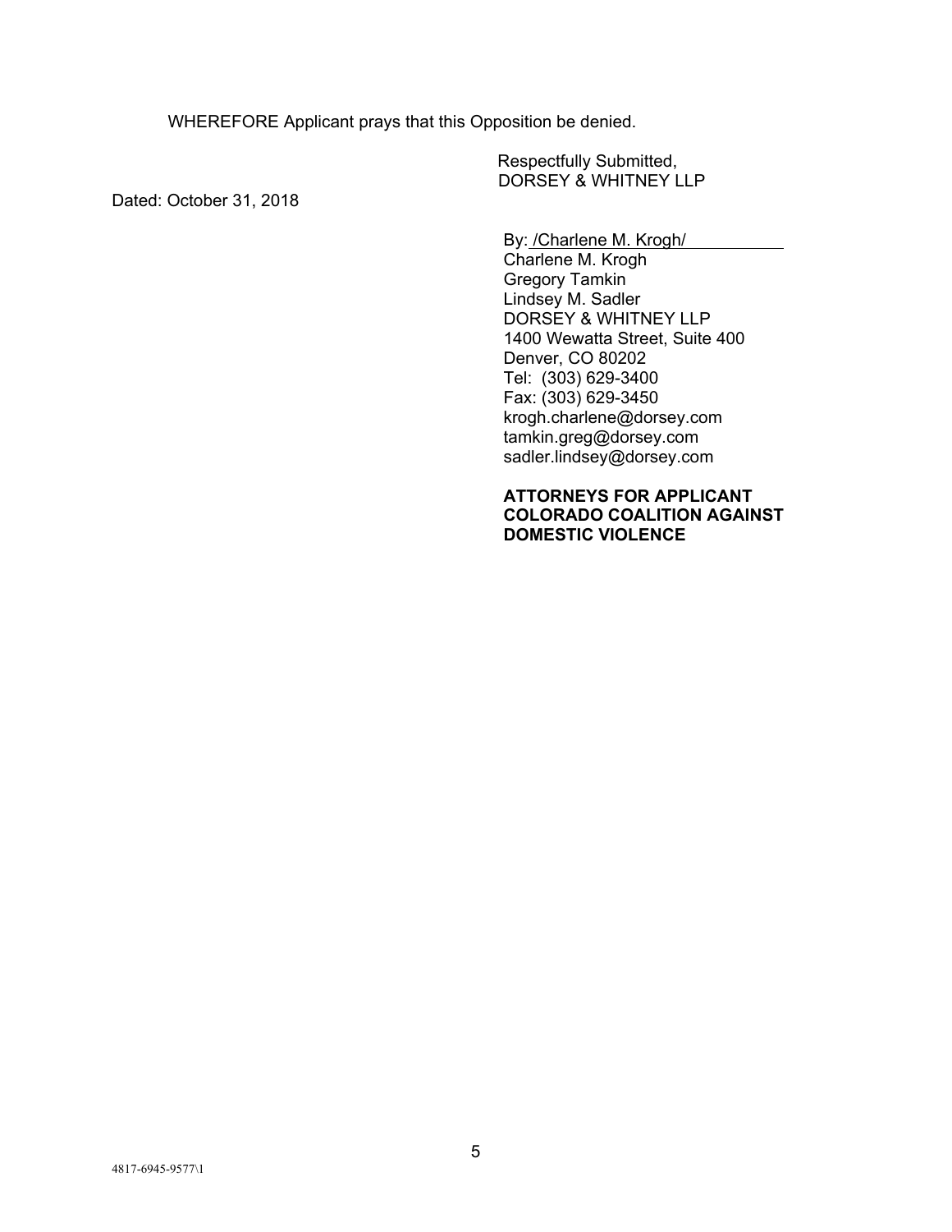WHEREFORE Applicant prays that this Opposition be denied.

Respectfully Submitted,
DORSEY & WHITNEY LLP

Dated: October 31, 2018

By: /Charlene M. Krogh/
Charlene M. Krogh
Gregory Tamkin
Lindsey M. Sadler
DORSEY & WHITNEY LLP
1400 Wewatta Street, Suite 400
Denver, CO 80202
Tel: (303) 629-3400
Fax: (303) 629-3450
krogh.charlene@dorsey.com
tamkin.greg@dorsey.com
sadler.lindsey@dorsey.com

**ATTORNEYS FOR APPLICANT COLORADO COALITION AGAINST DOMESTIC VIOLENCE**

4817-6945-9577\1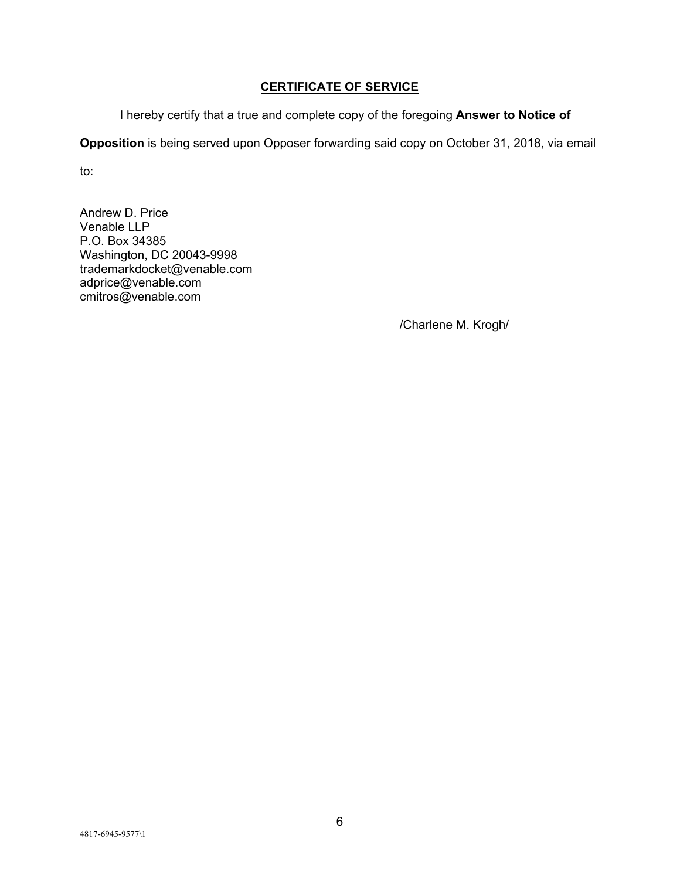**CERTIFICATE OF SERVICE**

I hereby certify that a true and complete copy of the foregoing **Answer to Notice of Opposition** is being served upon Opposer forwarding said copy on October 31, 2018, via email to:

Andrew D. Price
Venable LLP
P.O. Box 34385
Washington, DC 20043-9998
trademarkdocket@venable.com
adprice@venable.com
cmitros@venable.com

/Charlene M. Krogh/

4817-6945-9577\1